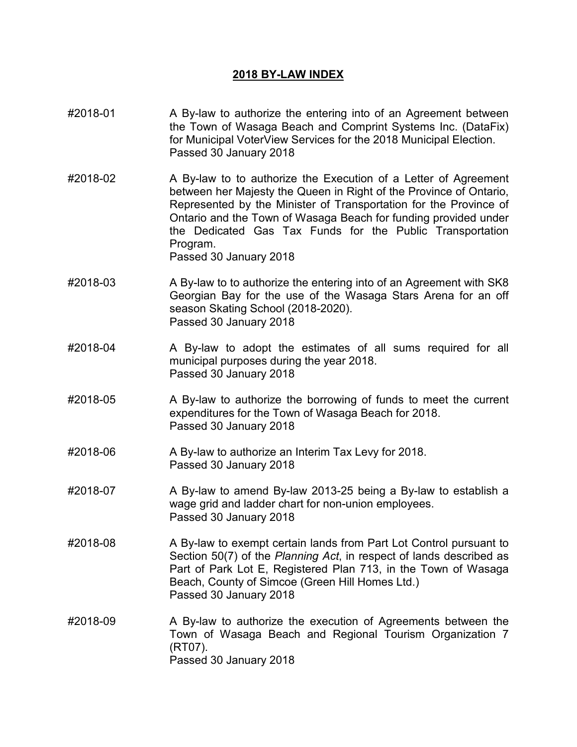## 2018 BY-LAW INDEX

#2018-01 A By-law to authorize the entering into of an Agreement between the Town of Wasaga Beach and Comprint Systems Inc. (DataFix) for Municipal VoterView Services for the 2018 Municipal Election.
Passed 30 January 2018

#2018-02 A By-law to to authorize the Execution of a Letter of Agreement between her Majesty the Queen in Right of the Province of Ontario, Represented by the Minister of Transportation for the Province of Ontario and the Town of Wasaga Beach for funding provided under the Dedicated Gas Tax Funds for the Public Transportation Program.
Passed 30 January 2018

#2018-03 A By-law to to authorize the entering into of an Agreement with SK8 Georgian Bay for the use of the Wasaga Stars Arena for an off season Skating School (2018-2020).
Passed 30 January 2018

#2018-04 A By-law to adopt the estimates of all sums required for all municipal purposes during the year 2018.
Passed 30 January 2018

#2018-05 A By-law to authorize the borrowing of funds to meet the current expenditures for the Town of Wasaga Beach for 2018.
Passed 30 January 2018

#2018-06 A By-law to authorize an Interim Tax Levy for 2018.
Passed 30 January 2018

#2018-07 A By-law to amend By-law 2013-25 being a By-law to establish a wage grid and ladder chart for non-union employees.
Passed 30 January 2018

#2018-08 A By-law to exempt certain lands from Part Lot Control pursuant to Section 50(7) of the *Planning Act*, in respect of lands described as Part of Park Lot E, Registered Plan 713, in the Town of Wasaga Beach, County of Simcoe (Green Hill Homes Ltd.)
Passed 30 January 2018

#2018-09 A By-law to authorize the execution of Agreements between the Town of Wasaga Beach and Regional Tourism Organization 7 (RT07).
Passed 30 January 2018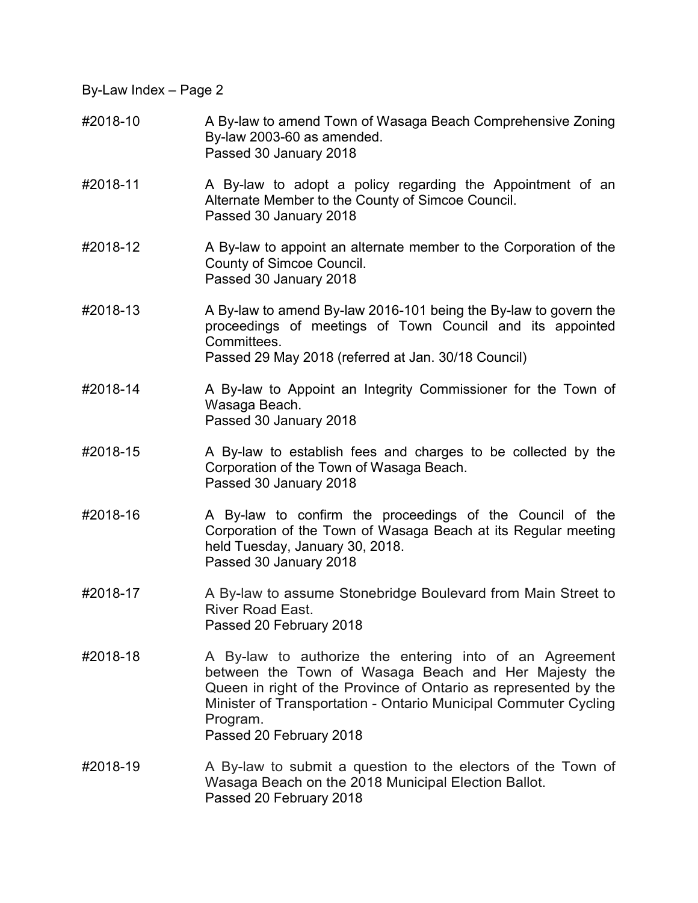By-Law Index – Page 2

| | |
|---|---|
| #2018-10 | A By-law to amend Town of Wasaga Beach Comprehensive Zoning By-law 2003-60 as amended.<br>Passed 30 January 2018 |
| #2018-11 | A By-law to adopt a policy regarding the Appointment of an Alternate Member to the County of Simcoe Council.<br>Passed 30 January 2018 |
| #2018-12 | A By-law to appoint an alternate member to the Corporation of the County of Simcoe Council.<br>Passed 30 January 2018 |
| #2018-13 | A By-law to amend By-law 2016-101 being the By-law to govern the proceedings of meetings of Town Council and its appointed Committees.<br>Passed 29 May 2018 (referred at Jan. 30/18 Council) |
| #2018-14 | A By-law to Appoint an Integrity Commissioner for the Town of Wasaga Beach.<br>Passed 30 January 2018 |
| #2018-15 | A By-law to establish fees and charges to be collected by the Corporation of the Town of Wasaga Beach.<br>Passed 30 January 2018 |
| #2018-16 | A By-law to confirm the proceedings of the Council of the Corporation of the Town of Wasaga Beach at its Regular meeting held Tuesday, January 30, 2018.<br>Passed 30 January 2018 |
| #2018-17 | A By-law to assume Stonebridge Boulevard from Main Street to River Road East.<br>Passed 20 February 2018 |
| #2018-18 | A By-law to authorize the entering into of an Agreement between the Town of Wasaga Beach and Her Majesty the Queen in right of the Province of Ontario as represented by the Minister of Transportation - Ontario Municipal Commuter Cycling Program.<br>Passed 20 February 2018 |
| #2018-19 | A By-law to submit a question to the electors of the Town of Wasaga Beach on the 2018 Municipal Election Ballot.<br>Passed 20 February 2018 |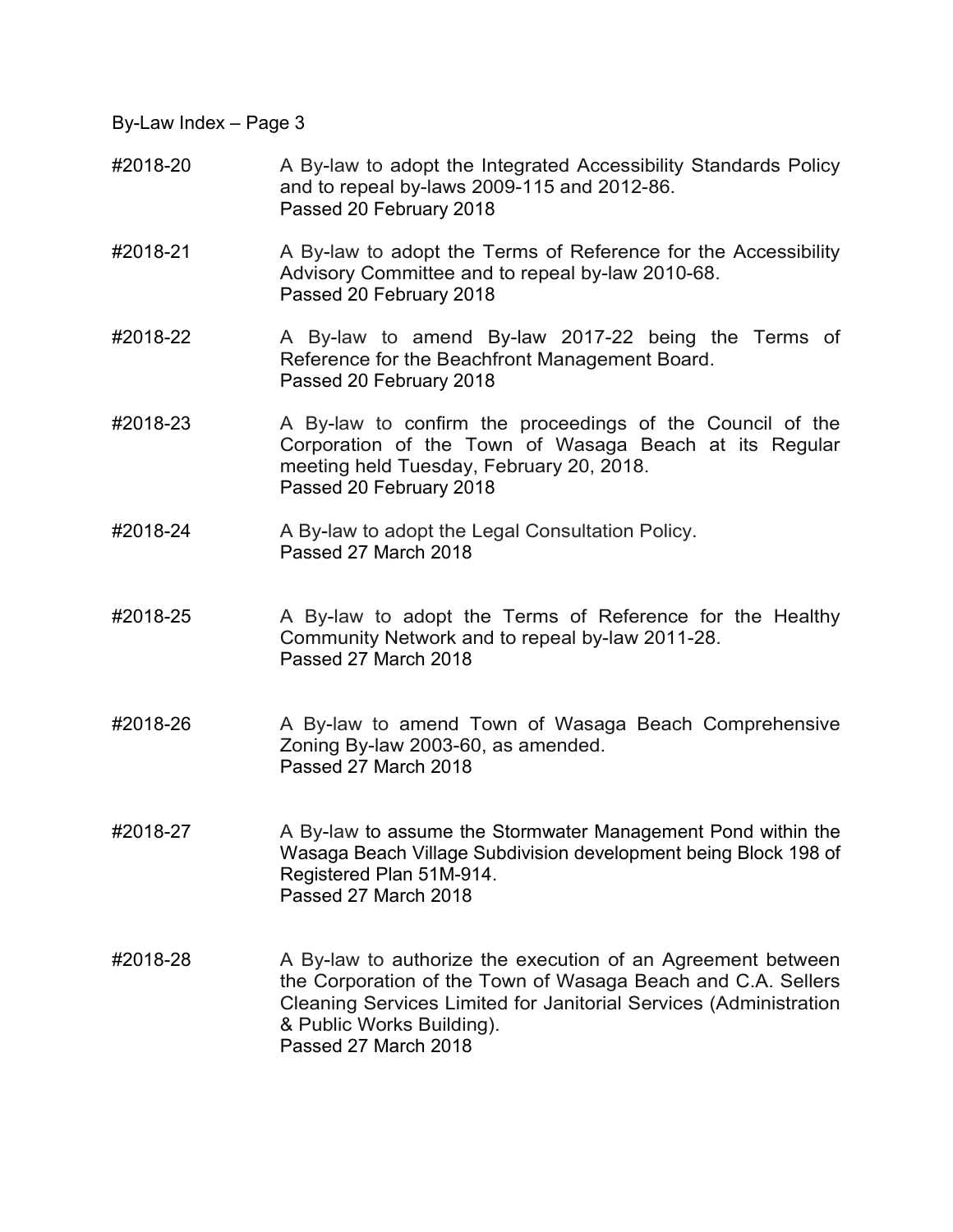#2018-20 A By-law to adopt the Integrated Accessibility Standards Policy and to repeal by-laws 2009-115 and 2012-86.
Passed 20 February 2018

#2018-21 A By-law to adopt the Terms of Reference for the Accessibility Advisory Committee and to repeal by-law 2010-68.
Passed 20 February 2018

#2018-22 A By-law to amend By-law 2017-22 being the Terms of Reference for the Beachfront Management Board.
Passed 20 February 2018

#2018-23 A By-law to confirm the proceedings of the Council of the Corporation of the Town of Wasaga Beach at its Regular meeting held Tuesday, February 20, 2018.
Passed 20 February 2018

#2018-24 A By-law to adopt the Legal Consultation Policy.
Passed 27 March 2018

#2018-25 A By-law to adopt the Terms of Reference for the Healthy Community Network and to repeal by-law 2011-28.
Passed 27 March 2018

#2018-26 A By-law to amend Town of Wasaga Beach Comprehensive Zoning By-law 2003-60, as amended.
Passed 27 March 2018

#2018-27 A By-law to assume the Stormwater Management Pond within the Wasaga Beach Village Subdivision development being Block 198 of Registered Plan 51M-914.
Passed 27 March 2018

#2018-28 A By-law to authorize the execution of an Agreement between the Corporation of the Town of Wasaga Beach and C.A. Sellers Cleaning Services Limited for Janitorial Services (Administration & Public Works Building).
Passed 27 March 2018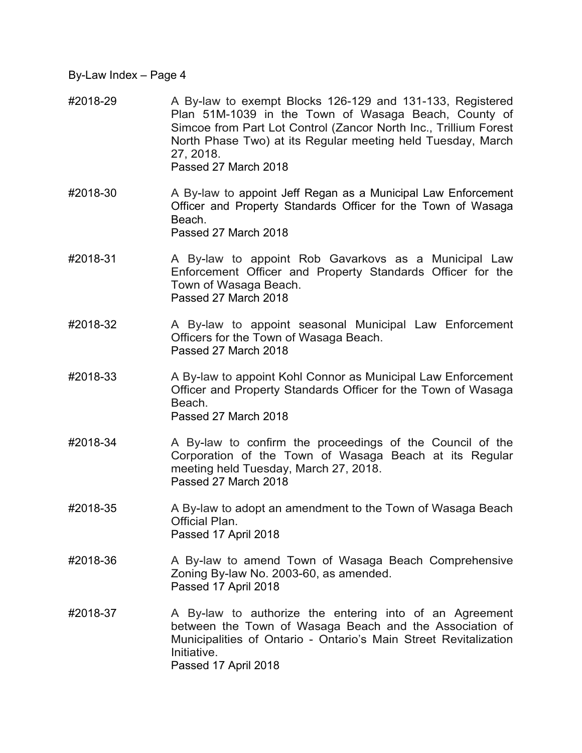#2018-29 A By-law to exempt Blocks 126-129 and 131-133, Registered Plan 51M-1039 in the Town of Wasaga Beach, County of Simcoe from Part Lot Control (Zancor North Inc., Trillium Forest North Phase Two) at its Regular meeting held Tuesday, March 27, 2018.
Passed 27 March 2018

#2018-30 A By-law to appoint Jeff Regan as a Municipal Law Enforcement Officer and Property Standards Officer for the Town of Wasaga Beach.
Passed 27 March 2018

#2018-31 A By-law to appoint Rob Gavarkovs as a Municipal Law Enforcement Officer and Property Standards Officer for the Town of Wasaga Beach.
Passed 27 March 2018

#2018-32 A By-law to appoint seasonal Municipal Law Enforcement Officers for the Town of Wasaga Beach.
Passed 27 March 2018

#2018-33 A By-law to appoint Kohl Connor as Municipal Law Enforcement Officer and Property Standards Officer for the Town of Wasaga Beach.
Passed 27 March 2018

#2018-34 A By-law to confirm the proceedings of the Council of the Corporation of the Town of Wasaga Beach at its Regular meeting held Tuesday, March 27, 2018.
Passed 27 March 2018

#2018-35 A By-law to adopt an amendment to the Town of Wasaga Beach Official Plan.
Passed 17 April 2018

#2018-36 A By-law to amend Town of Wasaga Beach Comprehensive Zoning By-law No. 2003-60, as amended.
Passed 17 April 2018

#2018-37 A By-law to authorize the entering into of an Agreement between the Town of Wasaga Beach and the Association of Municipalities of Ontario - Ontario's Main Street Revitalization Initiative.
Passed 17 April 2018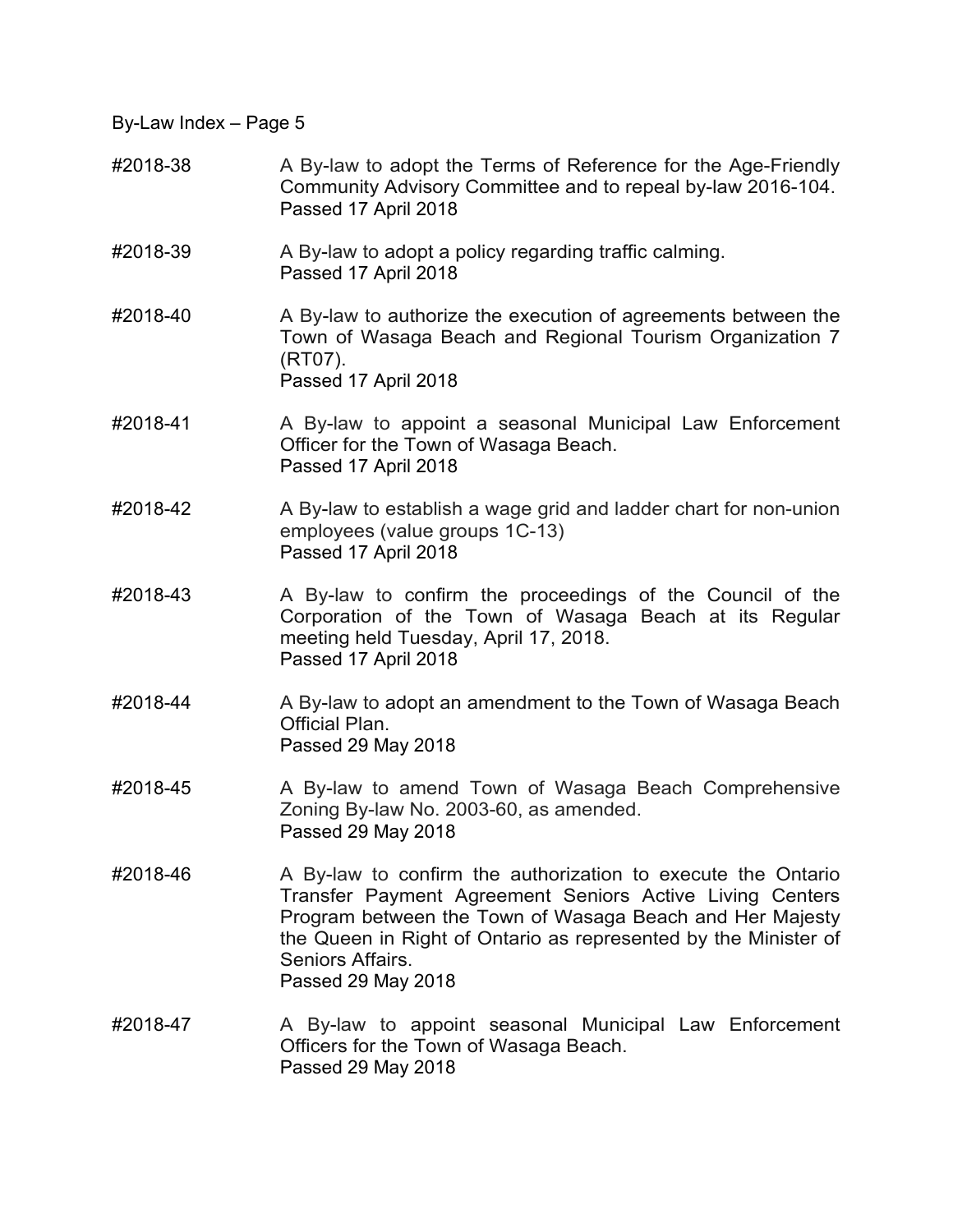#2018-38 A By-law to adopt the Terms of Reference for the Age-Friendly Community Advisory Committee and to repeal by-law 2016-104.
Passed 17 April 2018

#2018-39 A By-law to adopt a policy regarding traffic calming.
Passed 17 April 2018

#2018-40 A By-law to authorize the execution of agreements between the Town of Wasaga Beach and Regional Tourism Organization 7 (RT07).
Passed 17 April 2018

#2018-41 A By-law to appoint a seasonal Municipal Law Enforcement Officer for the Town of Wasaga Beach.
Passed 17 April 2018

#2018-42 A By-law to establish a wage grid and ladder chart for non-union employees (value groups 1C-13)
Passed 17 April 2018

#2018-43 A By-law to confirm the proceedings of the Council of the Corporation of the Town of Wasaga Beach at its Regular meeting held Tuesday, April 17, 2018.
Passed 17 April 2018

#2018-44 A By-law to adopt an amendment to the Town of Wasaga Beach Official Plan.
Passed 29 May 2018

#2018-45 A By-law to amend Town of Wasaga Beach Comprehensive Zoning By-law No. 2003-60, as amended.
Passed 29 May 2018

#2018-46 A By-law to confirm the authorization to execute the Ontario Transfer Payment Agreement Seniors Active Living Centers Program between the Town of Wasaga Beach and Her Majesty the Queen in Right of Ontario as represented by the Minister of Seniors Affairs.
Passed 29 May 2018

#2018-47 A By-law to appoint seasonal Municipal Law Enforcement Officers for the Town of Wasaga Beach.
Passed 29 May 2018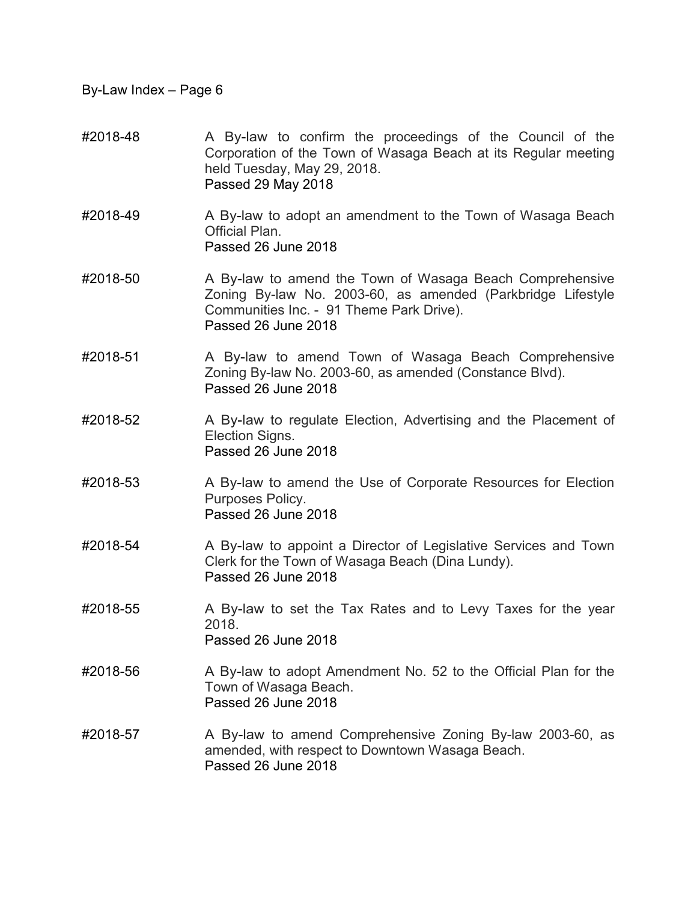#2018-48 A By-law to confirm the proceedings of the Council of the Corporation of the Town of Wasaga Beach at its Regular meeting held Tuesday, May 29, 2018.
Passed 29 May 2018

#2018-49 A By-law to adopt an amendment to the Town of Wasaga Beach Official Plan.
Passed 26 June 2018

#2018-50 A By-law to amend the Town of Wasaga Beach Comprehensive Zoning By-law No. 2003-60, as amended (Parkbridge Lifestyle Communities Inc. - 91 Theme Park Drive).
Passed 26 June 2018

#2018-51 A By-law to amend Town of Wasaga Beach Comprehensive Zoning By-law No. 2003-60, as amended (Constance Blvd).
Passed 26 June 2018

#2018-52 A By-law to regulate Election, Advertising and the Placement of Election Signs.
Passed 26 June 2018

#2018-53 A By-law to amend the Use of Corporate Resources for Election Purposes Policy.
Passed 26 June 2018

#2018-54 A By-law to appoint a Director of Legislative Services and Town Clerk for the Town of Wasaga Beach (Dina Lundy).
Passed 26 June 2018

#2018-55 A By-law to set the Tax Rates and to Levy Taxes for the year 2018.
Passed 26 June 2018

#2018-56 A By-law to adopt Amendment No. 52 to the Official Plan for the Town of Wasaga Beach.
Passed 26 June 2018

#2018-57 A By-law to amend Comprehensive Zoning By-law 2003-60, as amended, with respect to Downtown Wasaga Beach.
Passed 26 June 2018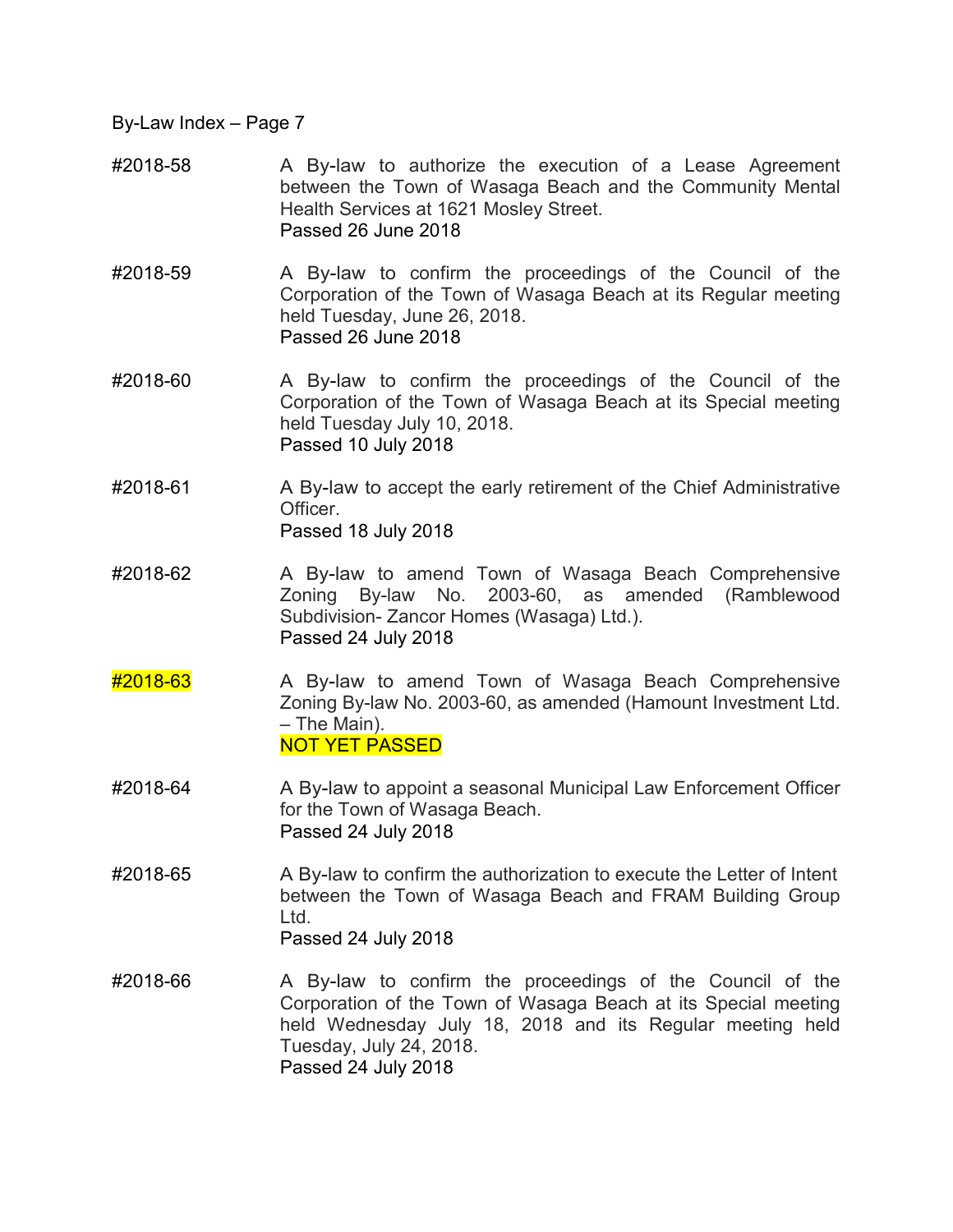By-Law Index – Page 7

| | |
|---|---|
| #2018-58 | A By-law to authorize the execution of a Lease Agreement between the Town of Wasaga Beach and the Community Mental Health Services at 1621 Mosley Street.<br>Passed 26 June 2018 |
| #2018-59 | A By-law to confirm the proceedings of the Council of the Corporation of the Town of Wasaga Beach at its Regular meeting held Tuesday, June 26, 2018.<br>Passed 26 June 2018 |
| #2018-60 | A By-law to confirm the proceedings of the Council of the Corporation of the Town of Wasaga Beach at its Special meeting held Tuesday July 10, 2018.<br>Passed 10 July 2018 |
| #2018-61 | A By-law to accept the early retirement of the Chief Administrative Officer.<br>Passed 18 July 2018 |
| #2018-62 | A By-law to amend Town of Wasaga Beach Comprehensive Zoning By-law No. 2003-60, as amended (Ramblewood Subdivision- Zancor Homes (Wasaga) Ltd.).<br>Passed 24 July 2018 |
| #2018-63 | A By-law to amend Town of Wasaga Beach Comprehensive Zoning By-law No. 2003-60, as amended (Hamount Investment Ltd. – The Main).<br>NOT YET PASSED |
| #2018-64 | A By-law to appoint a seasonal Municipal Law Enforcement Officer for the Town of Wasaga Beach.<br>Passed 24 July 2018 |
| #2018-65 | A By-law to confirm the authorization to execute the Letter of Intent between the Town of Wasaga Beach and FRAM Building Group Ltd.<br>Passed 24 July 2018 |
| #2018-66 | A By-law to confirm the proceedings of the Council of the Corporation of the Town of Wasaga Beach at its Special meeting held Wednesday July 18, 2018 and its Regular meeting held Tuesday, July 24, 2018.<br>Passed 24 July 2018 |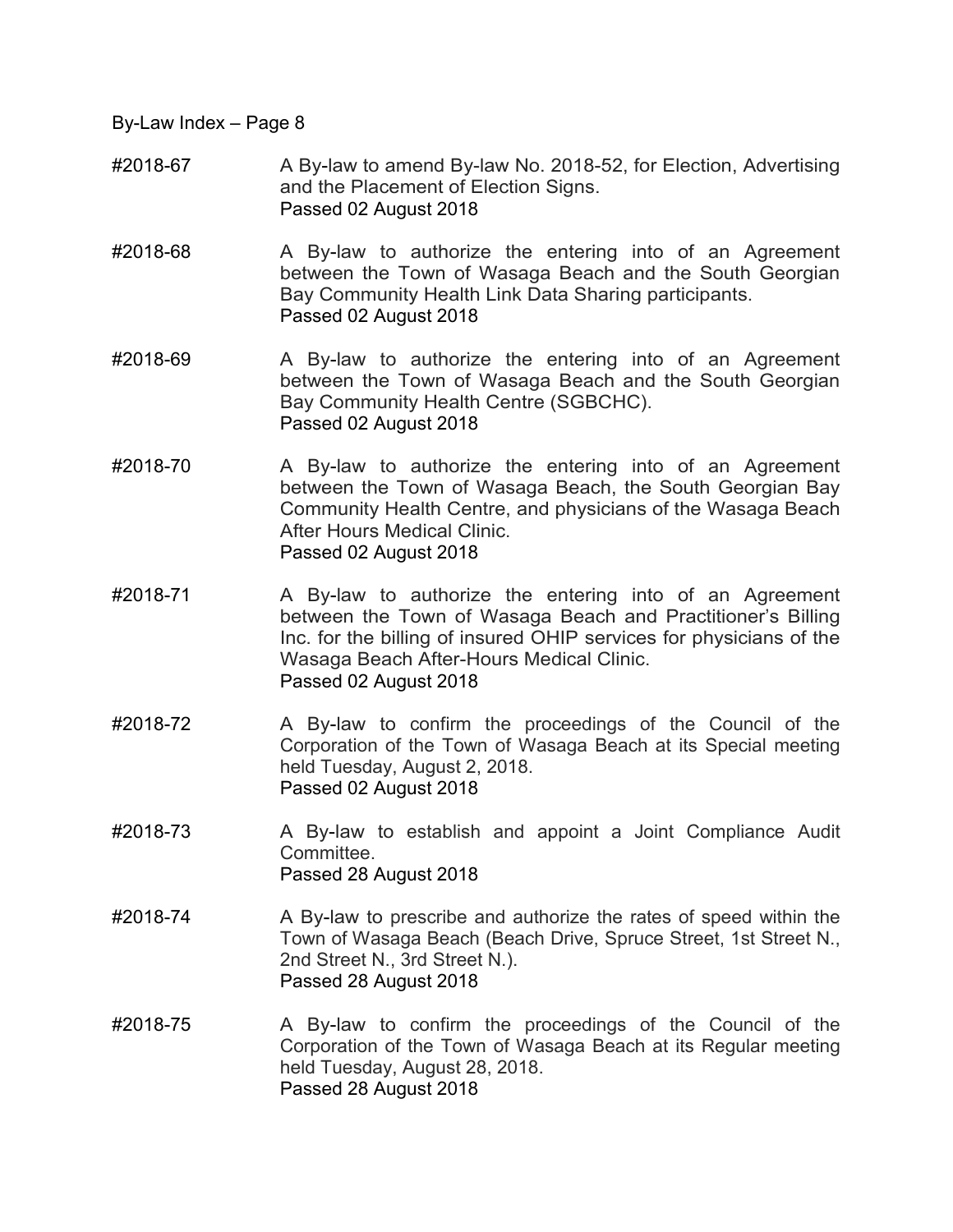#2018-67 A By-law to amend By-law No. 2018-52, for Election, Advertising and the Placement of Election Signs.
Passed 02 August 2018

#2018-68 A By-law to authorize the entering into of an Agreement between the Town of Wasaga Beach and the South Georgian Bay Community Health Link Data Sharing participants.
Passed 02 August 2018

#2018-69 A By-law to authorize the entering into of an Agreement between the Town of Wasaga Beach and the South Georgian Bay Community Health Centre (SGBCHC).
Passed 02 August 2018

#2018-70 A By-law to authorize the entering into of an Agreement between the Town of Wasaga Beach, the South Georgian Bay Community Health Centre, and physicians of the Wasaga Beach After Hours Medical Clinic.
Passed 02 August 2018

#2018-71 A By-law to authorize the entering into of an Agreement between the Town of Wasaga Beach and Practitioner's Billing Inc. for the billing of insured OHIP services for physicians of the Wasaga Beach After-Hours Medical Clinic.
Passed 02 August 2018

#2018-72 A By-law to confirm the proceedings of the Council of the Corporation of the Town of Wasaga Beach at its Special meeting held Tuesday, August 2, 2018.
Passed 02 August 2018

#2018-73 A By-law to establish and appoint a Joint Compliance Audit Committee.
Passed 28 August 2018

#2018-74 A By-law to prescribe and authorize the rates of speed within the Town of Wasaga Beach (Beach Drive, Spruce Street, 1st Street N., 2nd Street N., 3rd Street N.).
Passed 28 August 2018

#2018-75 A By-law to confirm the proceedings of the Council of the Corporation of the Town of Wasaga Beach at its Regular meeting held Tuesday, August 28, 2018.
Passed 28 August 2018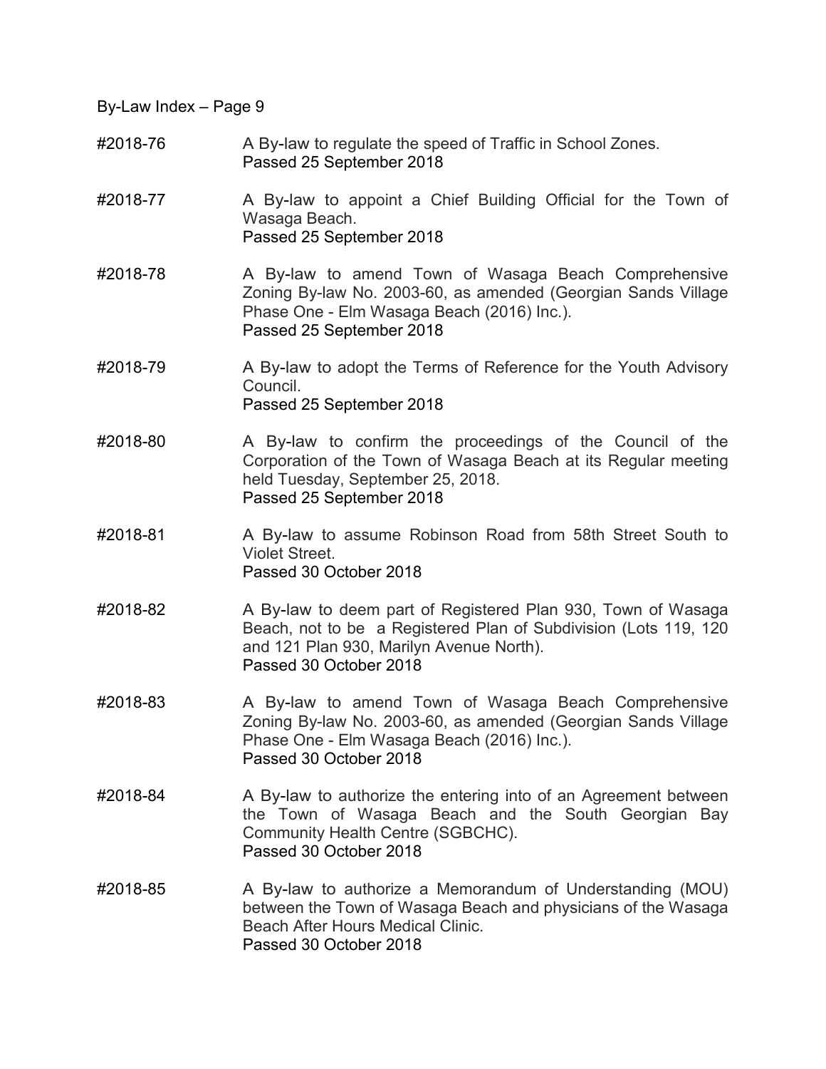By-Law Index – Page 9

#2018-76 A By-law to regulate the speed of Traffic in School Zones.
Passed 25 September 2018

#2018-77 A By-law to appoint a Chief Building Official for the Town of Wasaga Beach.
Passed 25 September 2018

#2018-78 A By-law to amend Town of Wasaga Beach Comprehensive Zoning By-law No. 2003-60, as amended (Georgian Sands Village Phase One - Elm Wasaga Beach (2016) Inc.).
Passed 25 September 2018

#2018-79 A By-law to adopt the Terms of Reference for the Youth Advisory Council.
Passed 25 September 2018

#2018-80 A By-law to confirm the proceedings of the Council of the Corporation of the Town of Wasaga Beach at its Regular meeting held Tuesday, September 25, 2018.
Passed 25 September 2018

#2018-81 A By-law to assume Robinson Road from 58th Street South to Violet Street.
Passed 30 October 2018

#2018-82 A By-law to deem part of Registered Plan 930, Town of Wasaga Beach, not to be a Registered Plan of Subdivision (Lots 119, 120 and 121 Plan 930, Marilyn Avenue North).
Passed 30 October 2018

#2018-83 A By-law to amend Town of Wasaga Beach Comprehensive Zoning By-law No. 2003-60, as amended (Georgian Sands Village Phase One - Elm Wasaga Beach (2016) Inc.).
Passed 30 October 2018

#2018-84 A By-law to authorize the entering into of an Agreement between the Town of Wasaga Beach and the South Georgian Bay Community Health Centre (SGBCHC).
Passed 30 October 2018

#2018-85 A By-law to authorize a Memorandum of Understanding (MOU) between the Town of Wasaga Beach and physicians of the Wasaga Beach After Hours Medical Clinic.
Passed 30 October 2018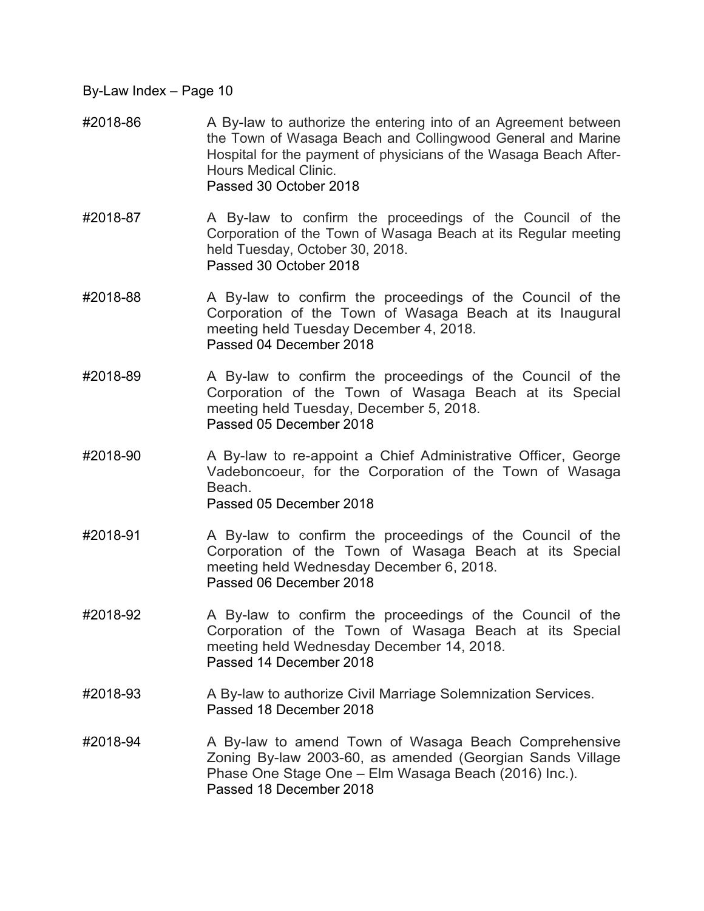#2018-86 A By-law to authorize the entering into of an Agreement between the Town of Wasaga Beach and Collingwood General and Marine Hospital for the payment of physicians of the Wasaga Beach After-Hours Medical Clinic.
Passed 30 October 2018

#2018-87 A By-law to confirm the proceedings of the Council of the Corporation of the Town of Wasaga Beach at its Regular meeting held Tuesday, October 30, 2018.
Passed 30 October 2018

#2018-88 A By-law to confirm the proceedings of the Council of the Corporation of the Town of Wasaga Beach at its Inaugural meeting held Tuesday December 4, 2018.
Passed 04 December 2018

#2018-89 A By-law to confirm the proceedings of the Council of the Corporation of the Town of Wasaga Beach at its Special meeting held Tuesday, December 5, 2018.
Passed 05 December 2018

#2018-90 A By-law to re-appoint a Chief Administrative Officer, George Vadeboncoeur, for the Corporation of the Town of Wasaga Beach.
Passed 05 December 2018

#2018-91 A By-law to confirm the proceedings of the Council of the Corporation of the Town of Wasaga Beach at its Special meeting held Wednesday December 6, 2018.
Passed 06 December 2018

#2018-92 A By-law to confirm the proceedings of the Council of the Corporation of the Town of Wasaga Beach at its Special meeting held Wednesday December 14, 2018.
Passed 14 December 2018

#2018-93 A By-law to authorize Civil Marriage Solemnization Services.
Passed 18 December 2018

#2018-94 A By-law to amend Town of Wasaga Beach Comprehensive Zoning By-law 2003-60, as amended (Georgian Sands Village Phase One Stage One – Elm Wasaga Beach (2016) Inc.).
Passed 18 December 2018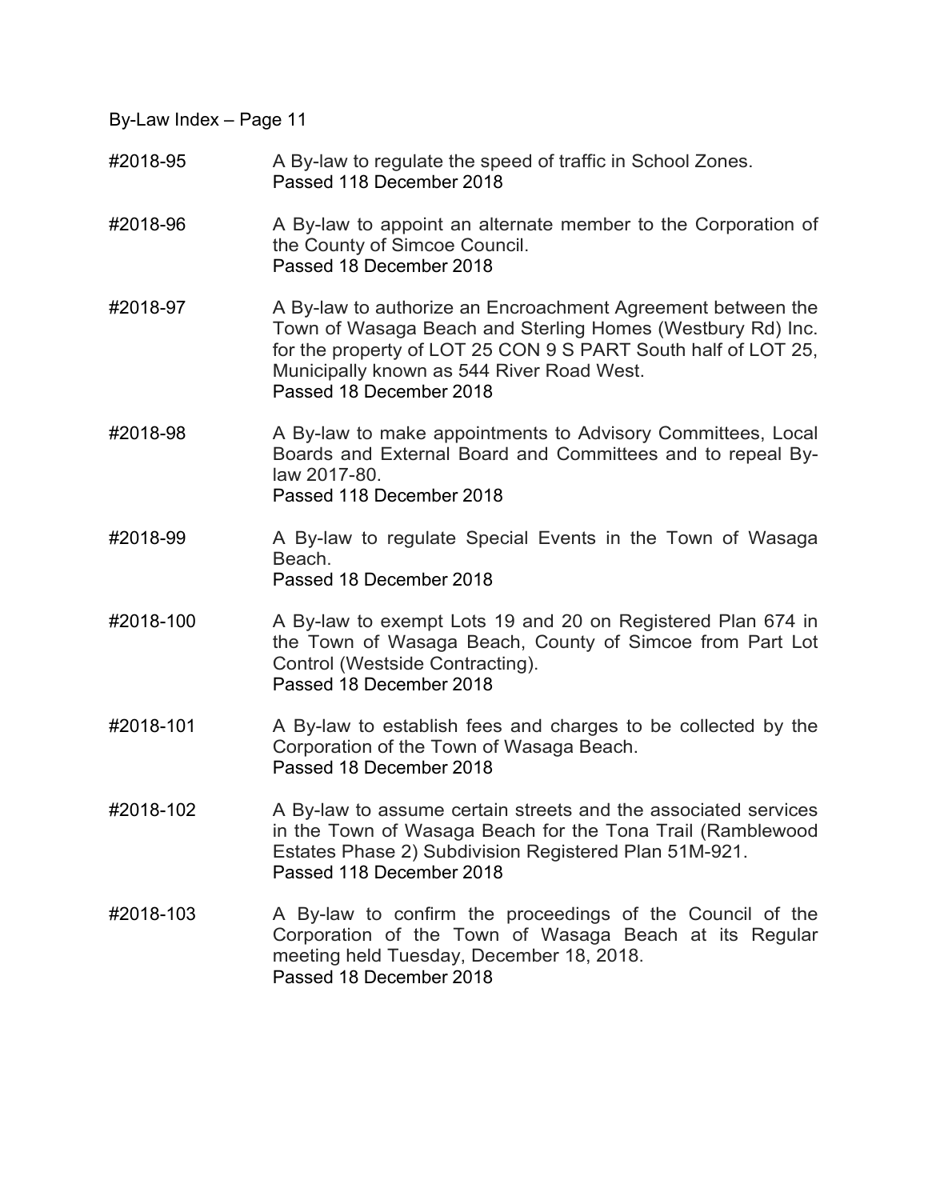By-Law Index – Page 11

#2018-95 A By-law to regulate the speed of traffic in School Zones.
Passed 118 December 2018

#2018-96 A By-law to appoint an alternate member to the Corporation of the County of Simcoe Council.
Passed 18 December 2018

#2018-97 A By-law to authorize an Encroachment Agreement between the Town of Wasaga Beach and Sterling Homes (Westbury Rd) Inc. for the property of LOT 25 CON 9 S PART South half of LOT 25, Municipally known as 544 River Road West.
Passed 18 December 2018

#2018-98 A By-law to make appointments to Advisory Committees, Local Boards and External Board and Committees and to repeal By-law 2017-80.
Passed 118 December 2018

#2018-99 A By-law to regulate Special Events in the Town of Wasaga Beach.
Passed 18 December 2018

#2018-100 A By-law to exempt Lots 19 and 20 on Registered Plan 674 in the Town of Wasaga Beach, County of Simcoe from Part Lot Control (Westside Contracting).
Passed 18 December 2018

#2018-101 A By-law to establish fees and charges to be collected by the Corporation of the Town of Wasaga Beach.
Passed 18 December 2018

#2018-102 A By-law to assume certain streets and the associated services in the Town of Wasaga Beach for the Tona Trail (Ramblewood Estates Phase 2) Subdivision Registered Plan 51M-921.
Passed 118 December 2018

#2018-103 A By-law to confirm the proceedings of the Council of the Corporation of the Town of Wasaga Beach at its Regular meeting held Tuesday, December 18, 2018.
Passed 18 December 2018